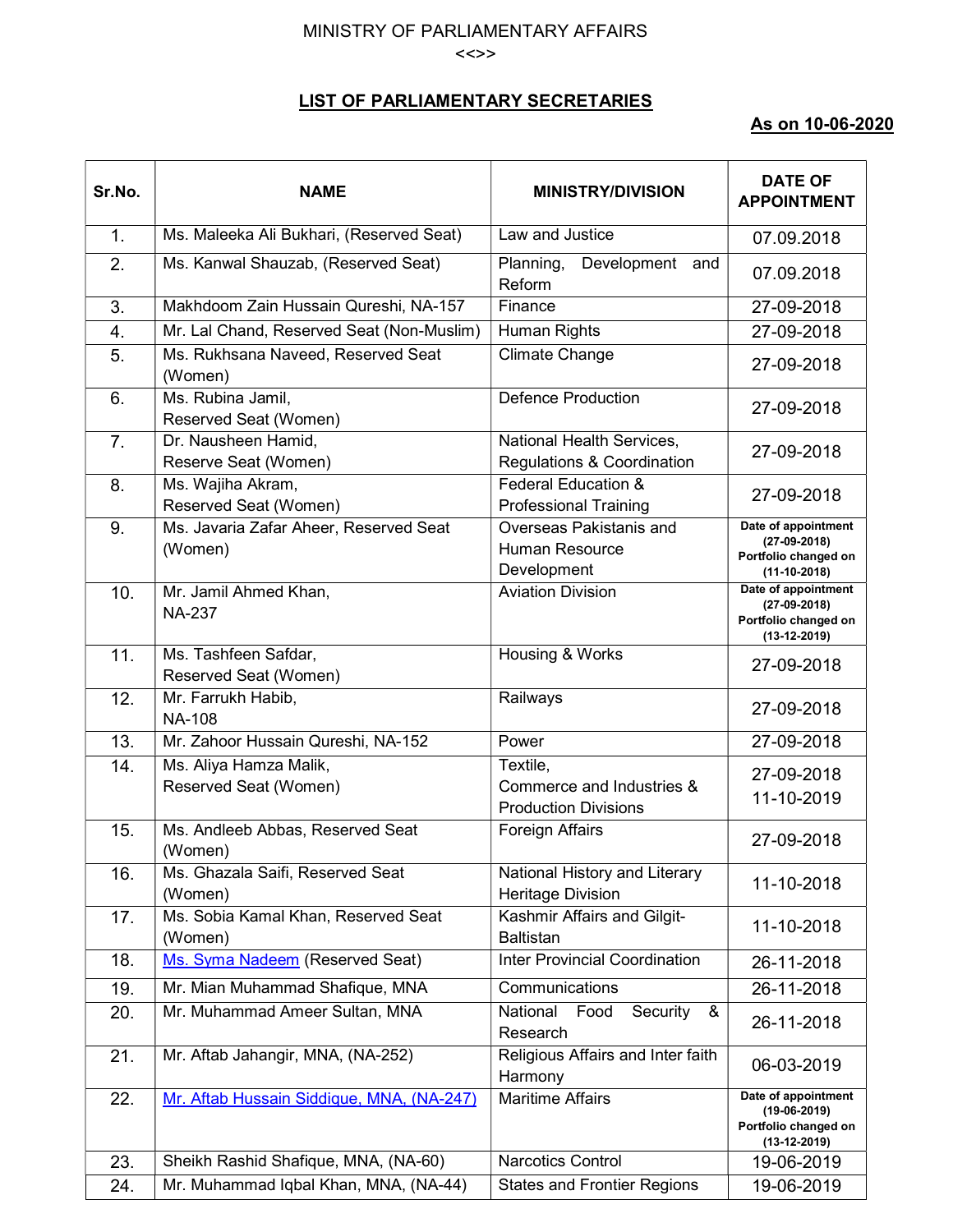MINISTRY OF PARLIAMENTARY AFFAIRS

<<>>

## LIST OF PARLIAMENTARY SECRETARIES

**As on 10-06-2020**

| Sr.No. | NAME | MINISTRY/DIVISION | DATE OF APPOINTMENT |
|---|---|---|---|
| 1. | Ms. Maleeka Ali Bukhari, (Reserved Seat) | Law and Justice | 07.09.2018 |
| 2. | Ms. Kanwal Shauzab, (Reserved Seat) | Planning, Development and Reform | 07.09.2018 |
| 3. | Makhdoom Zain Hussain Qureshi, NA-157 | Finance | 27-09-2018 |
| 4. | Mr. Lal Chand, Reserved Seat (Non-Muslim) | Human Rights | 27-09-2018 |
| 5. | Ms. Rukhsana Naveed, Reserved Seat (Women) | Climate Change | 27-09-2018 |
| 6. | Ms. Rubina Jamil, Reserved Seat (Women) | Defence Production | 27-09-2018 |
| 7. | Dr. Nausheen Hamid, Reserve Seat (Women) | National Health Services, Regulations & Coordination | 27-09-2018 |
| 8. | Ms. Wajiha Akram, Reserved Seat (Women) | Federal Education & Professional Training | 27-09-2018 |
| 9. | Ms. Javaria Zafar Aheer, Reserved Seat (Women) | Overseas Pakistanis and Human Resource Development | Date of appointment (27-09-2018) Portfolio changed on (11-10-2018) |
| 10. | Mr. Jamil Ahmed Khan, NA-237 | Aviation Division | Date of appointment (27-09-2018) Portfolio changed on (13-12-2019) |
| 11. | Ms. Tashfeen Safdar, Reserved Seat (Women) | Housing & Works | 27-09-2018 |
| 12. | Mr. Farrukh Habib, NA-108 | Railways | 27-09-2018 |
| 13. | Mr. Zahoor Hussain Qureshi, NA-152 | Power | 27-09-2018 |
| 14. | Ms. Aliya Hamza Malik, Reserved Seat (Women) | Textile, Commerce and Industries & Production Divisions | 27-09-2018 11-10-2019 |
| 15. | Ms. Andleeb Abbas, Reserved Seat (Women) | Foreign Affairs | 27-09-2018 |
| 16. | Ms. Ghazala Saifi, Reserved Seat (Women) | National History and Literary Heritage Division | 11-10-2018 |
| 17. | Ms. Sobia Kamal Khan, Reserved Seat (Women) | Kashmir Affairs and Gilgit-Baltistan | 11-10-2018 |
| 18. | Ms. Syma Nadeem (Reserved Seat) | Inter Provincial Coordination | 26-11-2018 |
| 19. | Mr. Mian Muhammad Shafique, MNA | Communications | 26-11-2018 |
| 20. | Mr. Muhammad Ameer Sultan, MNA | National Food Security & Research | 26-11-2018 |
| 21. | Mr. Aftab Jahangir, MNA, (NA-252) | Religious Affairs and Inter faith Harmony | 06-03-2019 |
| 22. | Mr. Aftab Hussain Siddique, MNA, (NA-247) | Maritime Affairs | Date of appointment (19-06-2019) Portfolio changed on (13-12-2019) |
| 23. | Sheikh Rashid Shafique, MNA, (NA-60) | Narcotics Control | 19-06-2019 |
| 24. | Mr. Muhammad Iqbal Khan, MNA, (NA-44) | States and Frontier Regions | 19-06-2019 |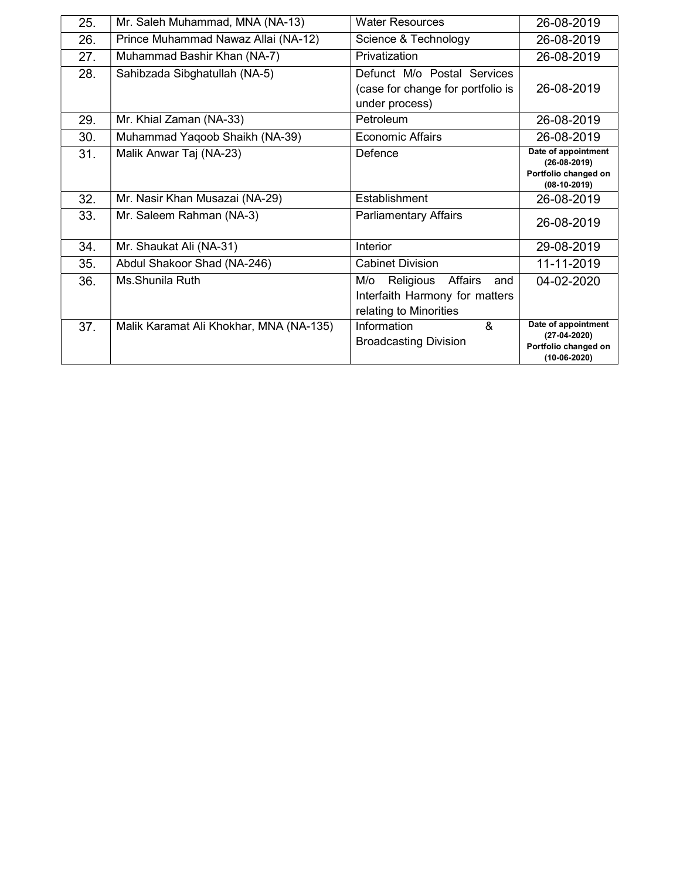| | | | |
|---|---|---|---|
| 25. | Mr. Saleh Muhammad, MNA (NA-13) | Water Resources | 26-08-2019 |
| 26. | Prince Muhammad Nawaz Allai (NA-12) | Science & Technology | 26-08-2019 |
| 27. | Muhammad Bashir Khan (NA-7) | Privatization | 26-08-2019 |
| 28. | Sahibzada Sibghatullah (NA-5) | Defunct M/o Postal Services (case for change for portfolio is under process) | 26-08-2019 |
| 29. | Mr. Khial Zaman (NA-33) | Petroleum | 26-08-2019 |
| 30. | Muhammad Yaqoob Shaikh (NA-39) | Economic Affairs | 26-08-2019 |
| 31. | Malik Anwar Taj (NA-23) | Defence | **Date of appointment (26-08-2019) Portfolio changed on (08-10-2019)** |
| 32. | Mr. Nasir Khan Musazai (NA-29) | Establishment | 26-08-2019 |
| 33. | Mr. Saleem Rahman (NA-3) | Parliamentary Affairs | 26-08-2019 |
| 34. | Mr. Shaukat Ali (NA-31) | Interior | 29-08-2019 |
| 35. | Abdul Shakoor Shad (NA-246) | Cabinet Division | 11-11-2019 |
| 36. | Ms.Shunila Ruth | M/o Religious Affairs and Interfaith Harmony for matters relating to Minorities | 04-02-2020 |
| 37. | Malik Karamat Ali Khokhar, MNA (NA-135) | Information & Broadcasting Division | **Date of appointment (27-04-2020) Portfolio changed on (10-06-2020)** |